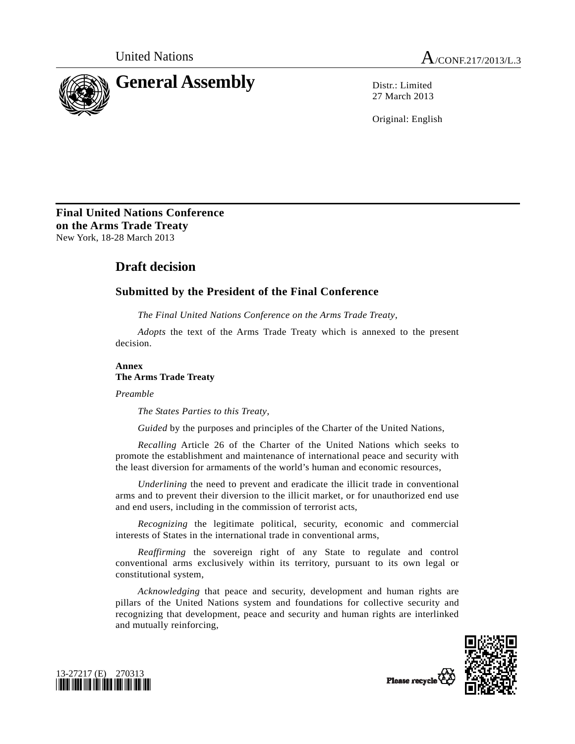United Nations A/CONF.217/2013/L.3

# General Assembly

Distr.: Limited
27 March 2013

Original: English

**Final United Nations Conference on the Arms Trade Treaty**
New York, 18-28 March 2013

## Draft decision

### Submitted by the President of the Final Conference

*The Final United Nations Conference on the Arms Trade Treaty*,

*Adopts* the text of the Arms Trade Treaty which is annexed to the present decision.

**Annex**
**The Arms Trade Treaty**

*Preamble*

*The States Parties to this Treaty*,

*Guided* by the purposes and principles of the Charter of the United Nations,

*Recalling* Article 26 of the Charter of the United Nations which seeks to promote the establishment and maintenance of international peace and security with the least diversion for armaments of the world's human and economic resources,

*Underlining* the need to prevent and eradicate the illicit trade in conventional arms and to prevent their diversion to the illicit market, or for unauthorized end use and end users, including in the commission of terrorist acts,

*Recognizing* the legitimate political, security, economic and commercial interests of States in the international trade in conventional arms,

*Reaffirming* the sovereign right of any State to regulate and control conventional arms exclusively within its territory, pursuant to its own legal or constitutional system,

*Acknowledging* that peace and security, development and human rights are pillars of the United Nations system and foundations for collective security and recognizing that development, peace and security and human rights are interlinked and mutually reinforcing,

13-27217 (E) 270313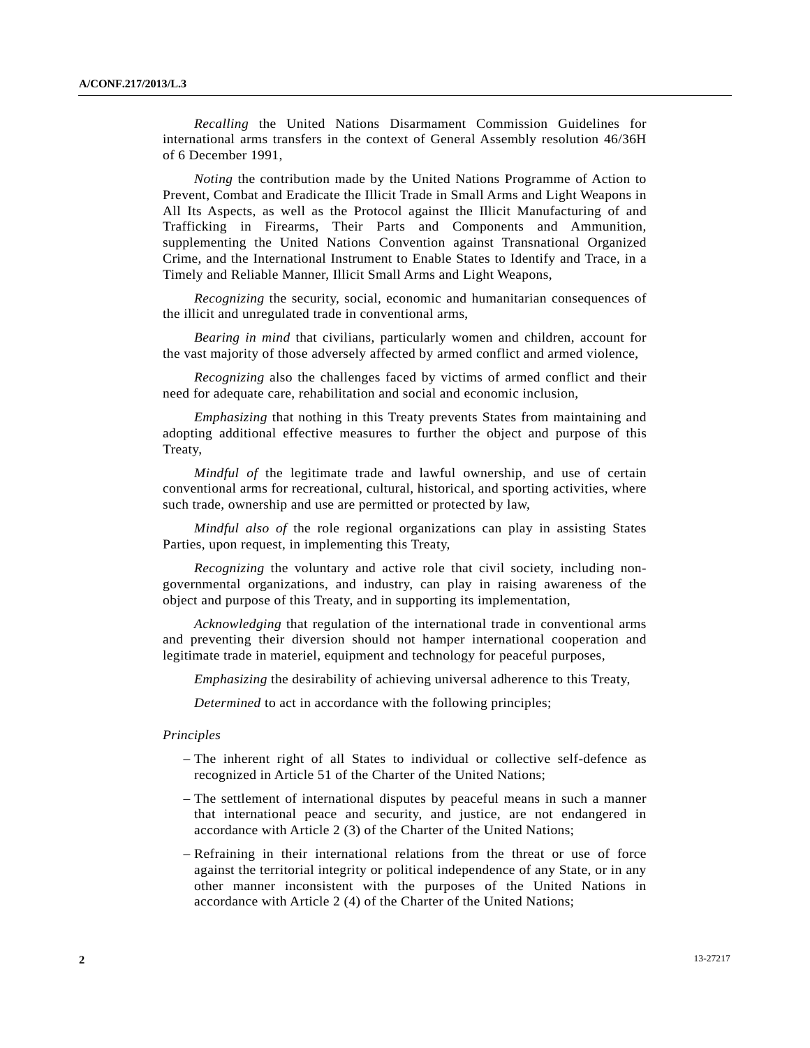*Recalling* the United Nations Disarmament Commission Guidelines for international arms transfers in the context of General Assembly resolution 46/36H of 6 December 1991,

*Noting* the contribution made by the United Nations Programme of Action to Prevent, Combat and Eradicate the Illicit Trade in Small Arms and Light Weapons in All Its Aspects, as well as the Protocol against the Illicit Manufacturing of and Trafficking in Firearms, Their Parts and Components and Ammunition, supplementing the United Nations Convention against Transnational Organized Crime, and the International Instrument to Enable States to Identify and Trace, in a Timely and Reliable Manner, Illicit Small Arms and Light Weapons,

*Recognizing* the security, social, economic and humanitarian consequences of the illicit and unregulated trade in conventional arms,

*Bearing in mind* that civilians, particularly women and children, account for the vast majority of those adversely affected by armed conflict and armed violence,

*Recognizing* also the challenges faced by victims of armed conflict and their need for adequate care, rehabilitation and social and economic inclusion,

*Emphasizing* that nothing in this Treaty prevents States from maintaining and adopting additional effective measures to further the object and purpose of this Treaty,

*Mindful of* the legitimate trade and lawful ownership, and use of certain conventional arms for recreational, cultural, historical, and sporting activities, where such trade, ownership and use are permitted or protected by law,

*Mindful also of* the role regional organizations can play in assisting States Parties, upon request, in implementing this Treaty,

*Recognizing* the voluntary and active role that civil society, including non-governmental organizations, and industry, can play in raising awareness of the object and purpose of this Treaty, and in supporting its implementation,

*Acknowledging* that regulation of the international trade in conventional arms and preventing their diversion should not hamper international cooperation and legitimate trade in materiel, equipment and technology for peaceful purposes,

*Emphasizing* the desirability of achieving universal adherence to this Treaty,

*Determined* to act in accordance with the following principles;

*Principles*

- The inherent right of all States to individual or collective self-defence as recognized in Article 51 of the Charter of the United Nations;
- The settlement of international disputes by peaceful means in such a manner that international peace and security, and justice, are not endangered in accordance with Article 2 (3) of the Charter of the United Nations;
- Refraining in their international relations from the threat or use of force against the territorial integrity or political independence of any State, or in any other manner inconsistent with the purposes of the United Nations in accordance with Article 2 (4) of the Charter of the United Nations;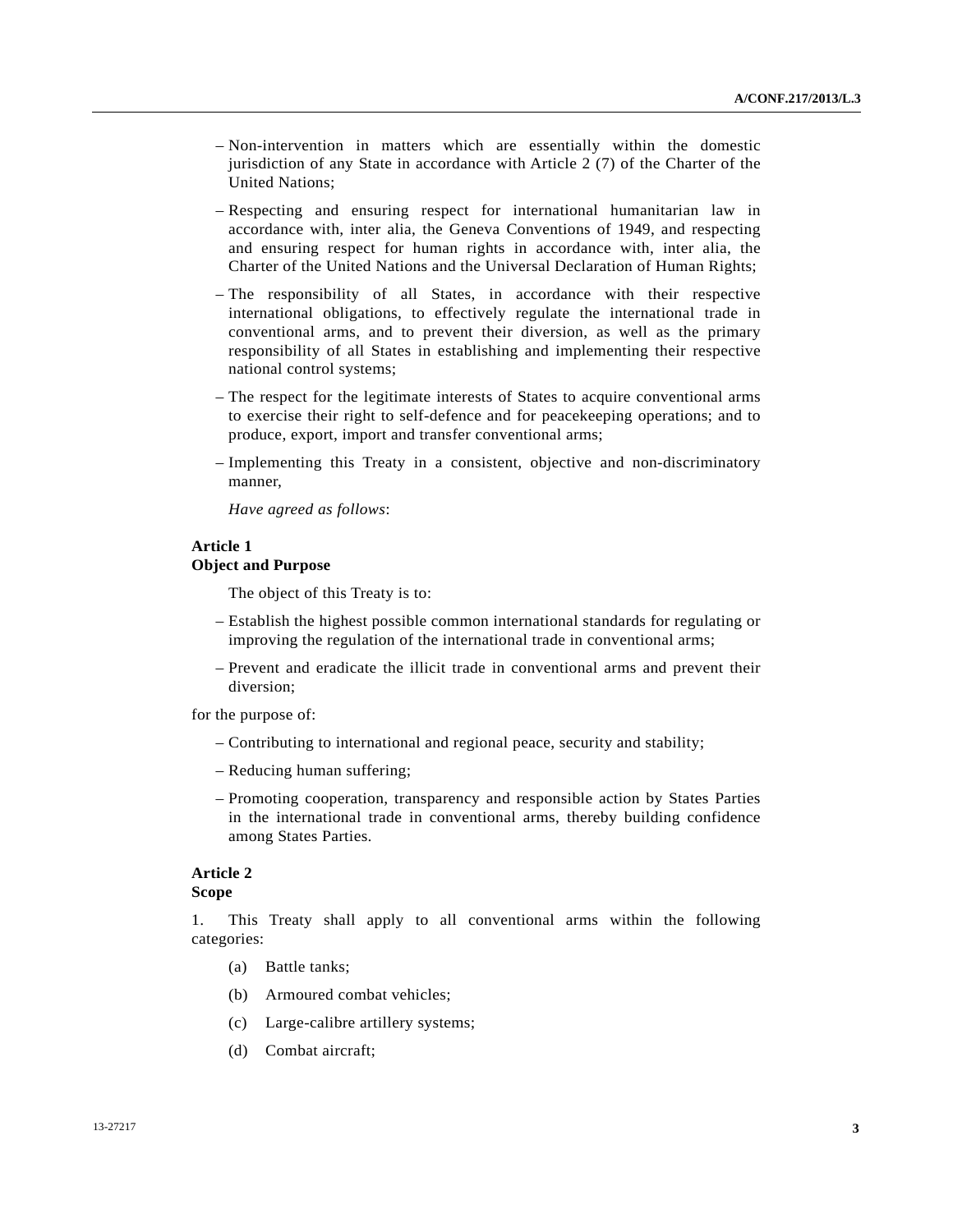– Non-intervention in matters which are essentially within the domestic jurisdiction of any State in accordance with Article 2 (7) of the Charter of the United Nations;

– Respecting and ensuring respect for international humanitarian law in accordance with, inter alia, the Geneva Conventions of 1949, and respecting and ensuring respect for human rights in accordance with, inter alia, the Charter of the United Nations and the Universal Declaration of Human Rights;

– The responsibility of all States, in accordance with their respective international obligations, to effectively regulate the international trade in conventional arms, and to prevent their diversion, as well as the primary responsibility of all States in establishing and implementing their respective national control systems;

– The respect for the legitimate interests of States to acquire conventional arms to exercise their right to self-defence and for peacekeeping operations; and to produce, export, import and transfer conventional arms;

– Implementing this Treaty in a consistent, objective and non-discriminatory manner,

*Have agreed as follows*:

**Article 1**
**Object and Purpose**

The object of this Treaty is to:

– Establish the highest possible common international standards for regulating or improving the regulation of the international trade in conventional arms;

– Prevent and eradicate the illicit trade in conventional arms and prevent their diversion;

for the purpose of:

– Contributing to international and regional peace, security and stability;

– Reducing human suffering;

– Promoting cooperation, transparency and responsible action by States Parties in the international trade in conventional arms, thereby building confidence among States Parties.

**Article 2**
**Scope**

1. This Treaty shall apply to all conventional arms within the following categories:

(a) Battle tanks;

(b) Armoured combat vehicles;

(c) Large-calibre artillery systems;

(d) Combat aircraft;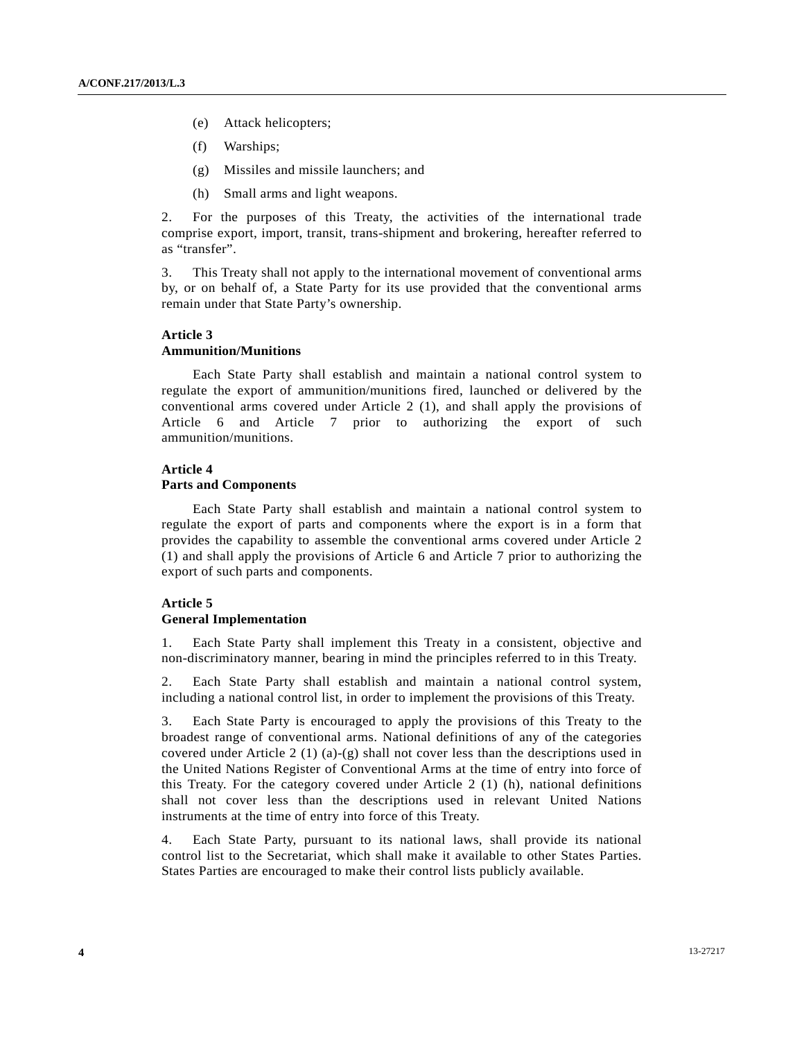(e) Attack helicopters;

(f) Warships;

(g) Missiles and missile launchers; and

(h) Small arms and light weapons.

2. For the purposes of this Treaty, the activities of the international trade comprise export, import, transit, trans-shipment and brokering, hereafter referred to as “transfer”.

3. This Treaty shall not apply to the international movement of conventional arms by, or on behalf of, a State Party for its use provided that the conventional arms remain under that State Party’s ownership.

**Article 3**
**Ammunition/Munitions**

Each State Party shall establish and maintain a national control system to regulate the export of ammunition/munitions fired, launched or delivered by the conventional arms covered under Article 2 (1), and shall apply the provisions of Article 6 and Article 7 prior to authorizing the export of such ammunition/munitions.

**Article 4**
**Parts and Components**

Each State Party shall establish and maintain a national control system to regulate the export of parts and components where the export is in a form that provides the capability to assemble the conventional arms covered under Article 2 (1) and shall apply the provisions of Article 6 and Article 7 prior to authorizing the export of such parts and components.

**Article 5**
**General Implementation**

1. Each State Party shall implement this Treaty in a consistent, objective and non-discriminatory manner, bearing in mind the principles referred to in this Treaty.

2. Each State Party shall establish and maintain a national control system, including a national control list, in order to implement the provisions of this Treaty.

3. Each State Party is encouraged to apply the provisions of this Treaty to the broadest range of conventional arms. National definitions of any of the categories covered under Article 2 (1) (a)-(g) shall not cover less than the descriptions used in the United Nations Register of Conventional Arms at the time of entry into force of this Treaty. For the category covered under Article 2 (1) (h), national definitions shall not cover less than the descriptions used in relevant United Nations instruments at the time of entry into force of this Treaty.

4. Each State Party, pursuant to its national laws, shall provide its national control list to the Secretariat, which shall make it available to other States Parties. States Parties are encouraged to make their control lists publicly available.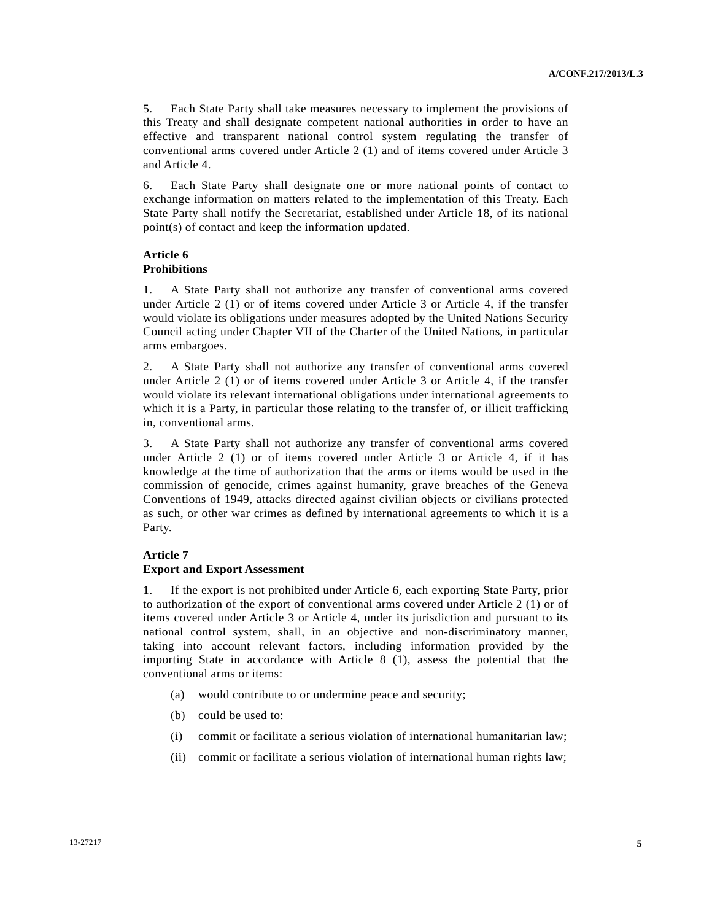5. Each State Party shall take measures necessary to implement the provisions of this Treaty and shall designate competent national authorities in order to have an effective and transparent national control system regulating the transfer of conventional arms covered under Article 2 (1) and of items covered under Article 3 and Article 4.

6. Each State Party shall designate one or more national points of contact to exchange information on matters related to the implementation of this Treaty. Each State Party shall notify the Secretariat, established under Article 18, of its national point(s) of contact and keep the information updated.

**Article 6**
**Prohibitions**

1. A State Party shall not authorize any transfer of conventional arms covered under Article 2 (1) or of items covered under Article 3 or Article 4, if the transfer would violate its obligations under measures adopted by the United Nations Security Council acting under Chapter VII of the Charter of the United Nations, in particular arms embargoes.

2. A State Party shall not authorize any transfer of conventional arms covered under Article 2 (1) or of items covered under Article 3 or Article 4, if the transfer would violate its relevant international obligations under international agreements to which it is a Party, in particular those relating to the transfer of, or illicit trafficking in, conventional arms.

3. A State Party shall not authorize any transfer of conventional arms covered under Article 2 (1) or of items covered under Article 3 or Article 4, if it has knowledge at the time of authorization that the arms or items would be used in the commission of genocide, crimes against humanity, grave breaches of the Geneva Conventions of 1949, attacks directed against civilian objects or civilians protected as such, or other war crimes as defined by international agreements to which it is a Party.

**Article 7**
**Export and Export Assessment**

1. If the export is not prohibited under Article 6, each exporting State Party, prior to authorization of the export of conventional arms covered under Article 2 (1) or of items covered under Article 3 or Article 4, under its jurisdiction and pursuant to its national control system, shall, in an objective and non-discriminatory manner, taking into account relevant factors, including information provided by the importing State in accordance with Article 8 (1), assess the potential that the conventional arms or items:

(a) would contribute to or undermine peace and security;

(b) could be used to:

(i) commit or facilitate a serious violation of international humanitarian law;

(ii) commit or facilitate a serious violation of international human rights law;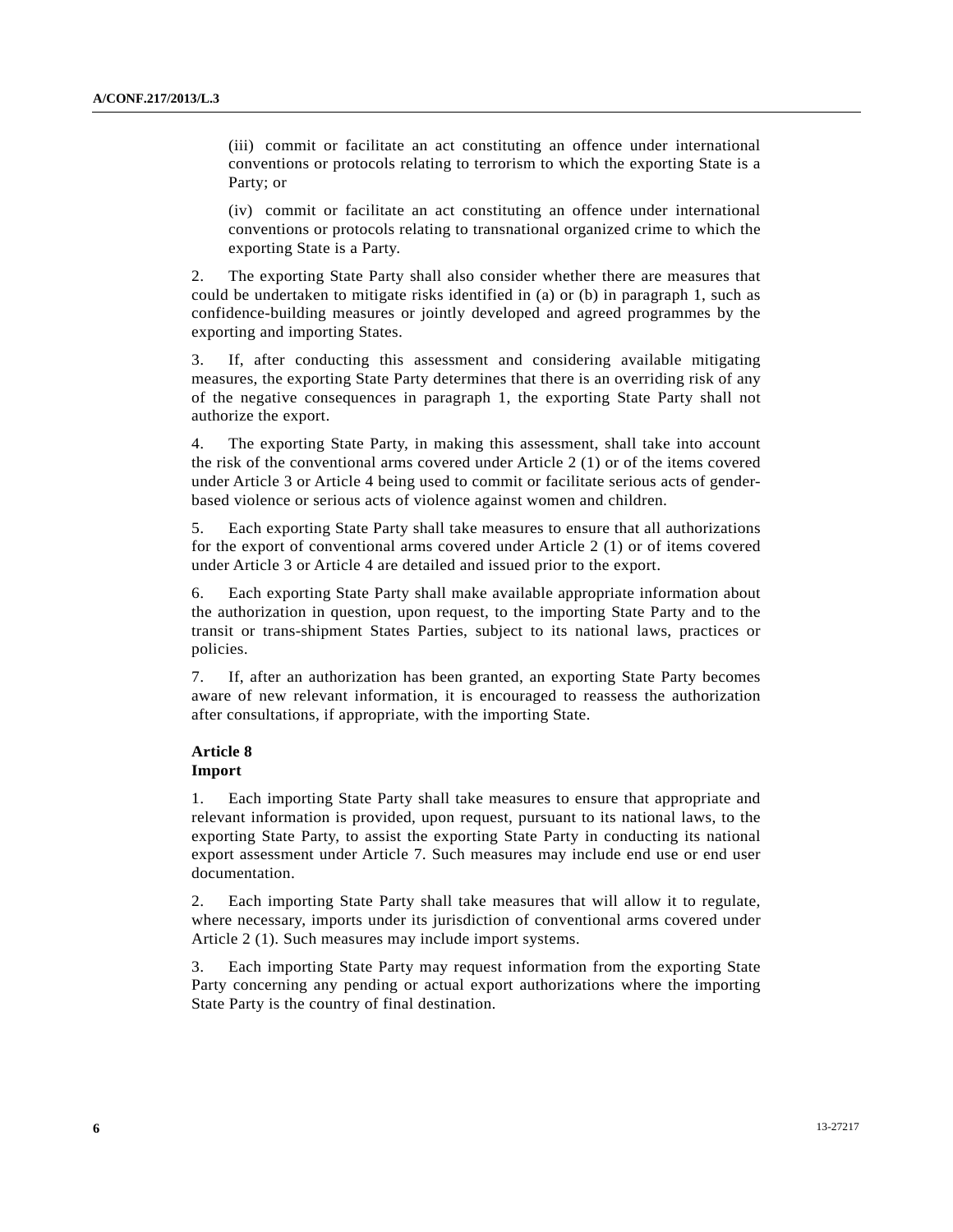(iii) commit or facilitate an act constituting an offence under international conventions or protocols relating to terrorism to which the exporting State is a Party; or

(iv) commit or facilitate an act constituting an offence under international conventions or protocols relating to transnational organized crime to which the exporting State is a Party.

2. The exporting State Party shall also consider whether there are measures that could be undertaken to mitigate risks identified in (a) or (b) in paragraph 1, such as confidence-building measures or jointly developed and agreed programmes by the exporting and importing States.

3. If, after conducting this assessment and considering available mitigating measures, the exporting State Party determines that there is an overriding risk of any of the negative consequences in paragraph 1, the exporting State Party shall not authorize the export.

4. The exporting State Party, in making this assessment, shall take into account the risk of the conventional arms covered under Article 2 (1) or of the items covered under Article 3 or Article 4 being used to commit or facilitate serious acts of gender-based violence or serious acts of violence against women and children.

5. Each exporting State Party shall take measures to ensure that all authorizations for the export of conventional arms covered under Article 2 (1) or of items covered under Article 3 or Article 4 are detailed and issued prior to the export.

6. Each exporting State Party shall make available appropriate information about the authorization in question, upon request, to the importing State Party and to the transit or trans-shipment States Parties, subject to its national laws, practices or policies.

7. If, after an authorization has been granted, an exporting State Party becomes aware of new relevant information, it is encouraged to reassess the authorization after consultations, if appropriate, with the importing State.

**Article 8**
**Import**

1. Each importing State Party shall take measures to ensure that appropriate and relevant information is provided, upon request, pursuant to its national laws, to the exporting State Party, to assist the exporting State Party in conducting its national export assessment under Article 7. Such measures may include end use or end user documentation.

2. Each importing State Party shall take measures that will allow it to regulate, where necessary, imports under its jurisdiction of conventional arms covered under Article 2 (1). Such measures may include import systems.

3. Each importing State Party may request information from the exporting State Party concerning any pending or actual export authorizations where the importing State Party is the country of final destination.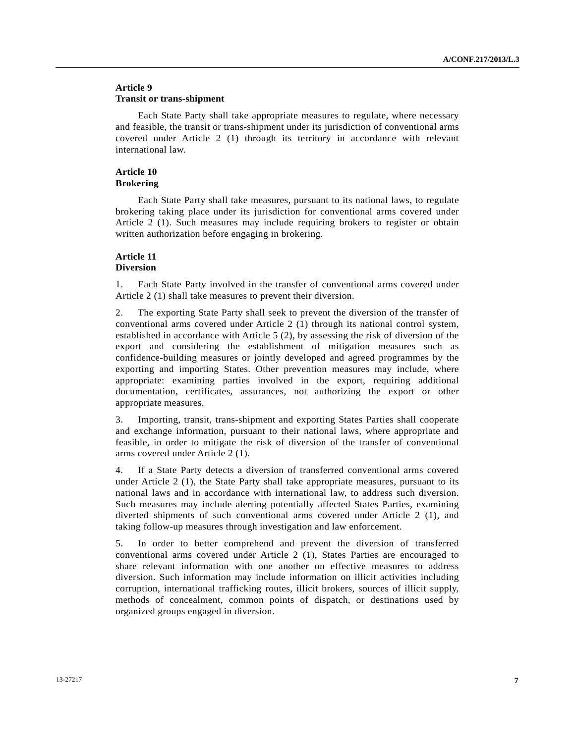**Article 9**
**Transit or trans-shipment**

Each State Party shall take appropriate measures to regulate, where necessary and feasible, the transit or trans-shipment under its jurisdiction of conventional arms covered under Article 2 (1) through its territory in accordance with relevant international law.

**Article 10**
**Brokering**

Each State Party shall take measures, pursuant to its national laws, to regulate brokering taking place under its jurisdiction for conventional arms covered under Article 2 (1). Such measures may include requiring brokers to register or obtain written authorization before engaging in brokering.

**Article 11**
**Diversion**

1. Each State Party involved in the transfer of conventional arms covered under Article 2 (1) shall take measures to prevent their diversion.

2. The exporting State Party shall seek to prevent the diversion of the transfer of conventional arms covered under Article 2 (1) through its national control system, established in accordance with Article 5 (2), by assessing the risk of diversion of the export and considering the establishment of mitigation measures such as confidence-building measures or jointly developed and agreed programmes by the exporting and importing States. Other prevention measures may include, where appropriate: examining parties involved in the export, requiring additional documentation, certificates, assurances, not authorizing the export or other appropriate measures.

3. Importing, transit, trans-shipment and exporting States Parties shall cooperate and exchange information, pursuant to their national laws, where appropriate and feasible, in order to mitigate the risk of diversion of the transfer of conventional arms covered under Article 2 (1).

4. If a State Party detects a diversion of transferred conventional arms covered under Article 2 (1), the State Party shall take appropriate measures, pursuant to its national laws and in accordance with international law, to address such diversion. Such measures may include alerting potentially affected States Parties, examining diverted shipments of such conventional arms covered under Article 2 (1), and taking follow-up measures through investigation and law enforcement.

5. In order to better comprehend and prevent the diversion of transferred conventional arms covered under Article 2 (1), States Parties are encouraged to share relevant information with one another on effective measures to address diversion. Such information may include information on illicit activities including corruption, international trafficking routes, illicit brokers, sources of illicit supply, methods of concealment, common points of dispatch, or destinations used by organized groups engaged in diversion.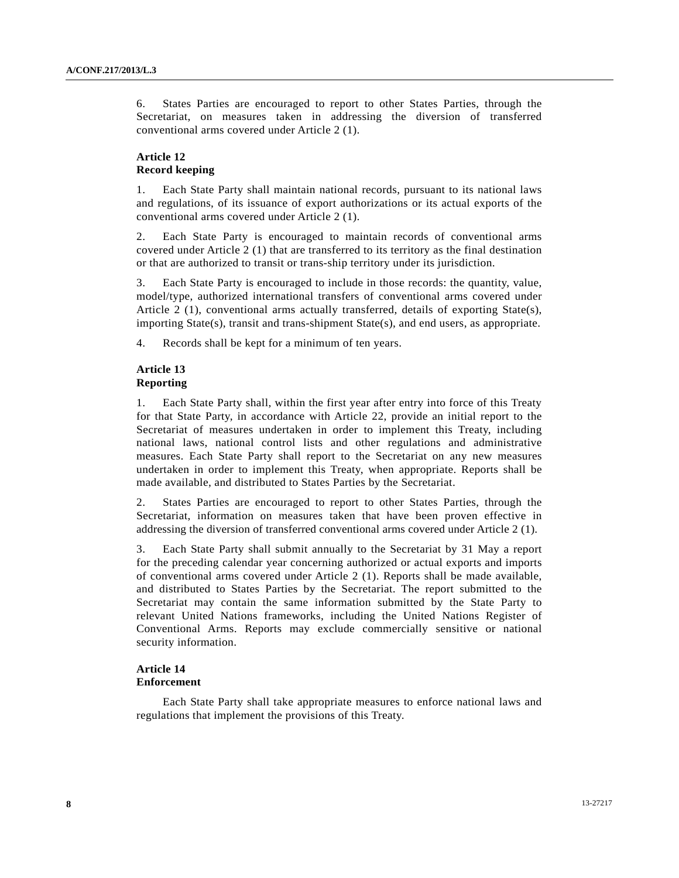6. States Parties are encouraged to report to other States Parties, through the Secretariat, on measures taken in addressing the diversion of transferred conventional arms covered under Article 2 (1).

### Article 12
### Record keeping

1. Each State Party shall maintain national records, pursuant to its national laws and regulations, of its issuance of export authorizations or its actual exports of the conventional arms covered under Article 2 (1).

2. Each State Party is encouraged to maintain records of conventional arms covered under Article 2 (1) that are transferred to its territory as the final destination or that are authorized to transit or trans-ship territory under its jurisdiction.

3. Each State Party is encouraged to include in those records: the quantity, value, model/type, authorized international transfers of conventional arms covered under Article 2 (1), conventional arms actually transferred, details of exporting State(s), importing State(s), transit and trans-shipment State(s), and end users, as appropriate.

4. Records shall be kept for a minimum of ten years.

### Article 13
### Reporting

1. Each State Party shall, within the first year after entry into force of this Treaty for that State Party, in accordance with Article 22, provide an initial report to the Secretariat of measures undertaken in order to implement this Treaty, including national laws, national control lists and other regulations and administrative measures. Each State Party shall report to the Secretariat on any new measures undertaken in order to implement this Treaty, when appropriate. Reports shall be made available, and distributed to States Parties by the Secretariat.

2. States Parties are encouraged to report to other States Parties, through the Secretariat, information on measures taken that have been proven effective in addressing the diversion of transferred conventional arms covered under Article 2 (1).

3. Each State Party shall submit annually to the Secretariat by 31 May a report for the preceding calendar year concerning authorized or actual exports and imports of conventional arms covered under Article 2 (1). Reports shall be made available, and distributed to States Parties by the Secretariat. The report submitted to the Secretariat may contain the same information submitted by the State Party to relevant United Nations frameworks, including the United Nations Register of Conventional Arms. Reports may exclude commercially sensitive or national security information.

### Article 14
### Enforcement

Each State Party shall take appropriate measures to enforce national laws and regulations that implement the provisions of this Treaty.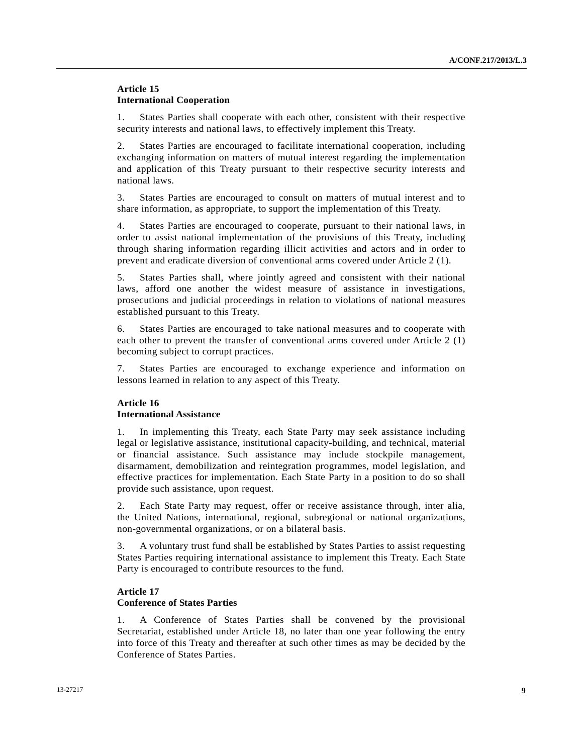### Article 15
### International Cooperation

1. States Parties shall cooperate with each other, consistent with their respective security interests and national laws, to effectively implement this Treaty.

2. States Parties are encouraged to facilitate international cooperation, including exchanging information on matters of mutual interest regarding the implementation and application of this Treaty pursuant to their respective security interests and national laws.

3. States Parties are encouraged to consult on matters of mutual interest and to share information, as appropriate, to support the implementation of this Treaty.

4. States Parties are encouraged to cooperate, pursuant to their national laws, in order to assist national implementation of the provisions of this Treaty, including through sharing information regarding illicit activities and actors and in order to prevent and eradicate diversion of conventional arms covered under Article 2 (1).

5. States Parties shall, where jointly agreed and consistent with their national laws, afford one another the widest measure of assistance in investigations, prosecutions and judicial proceedings in relation to violations of national measures established pursuant to this Treaty.

6. States Parties are encouraged to take national measures and to cooperate with each other to prevent the transfer of conventional arms covered under Article 2 (1) becoming subject to corrupt practices.

7. States Parties are encouraged to exchange experience and information on lessons learned in relation to any aspect of this Treaty.

### Article 16
### International Assistance

1. In implementing this Treaty, each State Party may seek assistance including legal or legislative assistance, institutional capacity-building, and technical, material or financial assistance. Such assistance may include stockpile management, disarmament, demobilization and reintegration programmes, model legislation, and effective practices for implementation. Each State Party in a position to do so shall provide such assistance, upon request.

2. Each State Party may request, offer or receive assistance through, inter alia, the United Nations, international, regional, subregional or national organizations, non-governmental organizations, or on a bilateral basis.

3. A voluntary trust fund shall be established by States Parties to assist requesting States Parties requiring international assistance to implement this Treaty. Each State Party is encouraged to contribute resources to the fund.

### Article 17
### Conference of States Parties

1. A Conference of States Parties shall be convened by the provisional Secretariat, established under Article 18, no later than one year following the entry into force of this Treaty and thereafter at such other times as may be decided by the Conference of States Parties.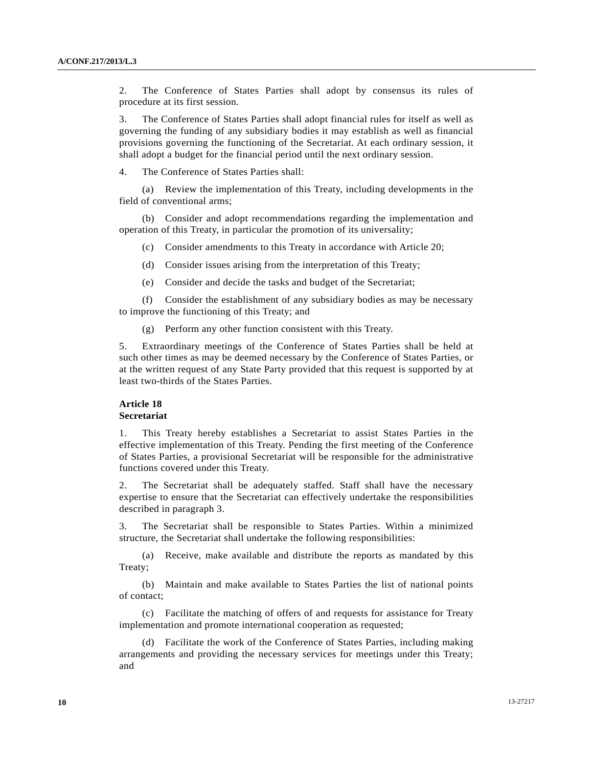2. The Conference of States Parties shall adopt by consensus its rules of procedure at its first session.

3. The Conference of States Parties shall adopt financial rules for itself as well as governing the funding of any subsidiary bodies it may establish as well as financial provisions governing the functioning of the Secretariat. At each ordinary session, it shall adopt a budget for the financial period until the next ordinary session.

4. The Conference of States Parties shall:

(a) Review the implementation of this Treaty, including developments in the field of conventional arms;

(b) Consider and adopt recommendations regarding the implementation and operation of this Treaty, in particular the promotion of its universality;

(c) Consider amendments to this Treaty in accordance with Article 20;

(d) Consider issues arising from the interpretation of this Treaty;

(e) Consider and decide the tasks and budget of the Secretariat;

(f) Consider the establishment of any subsidiary bodies as may be necessary to improve the functioning of this Treaty; and

(g) Perform any other function consistent with this Treaty.

5. Extraordinary meetings of the Conference of States Parties shall be held at such other times as may be deemed necessary by the Conference of States Parties, or at the written request of any State Party provided that this request is supported by at least two-thirds of the States Parties.

### Article 18
### Secretariat

1. This Treaty hereby establishes a Secretariat to assist States Parties in the effective implementation of this Treaty. Pending the first meeting of the Conference of States Parties, a provisional Secretariat will be responsible for the administrative functions covered under this Treaty.

2. The Secretariat shall be adequately staffed. Staff shall have the necessary expertise to ensure that the Secretariat can effectively undertake the responsibilities described in paragraph 3.

3. The Secretariat shall be responsible to States Parties. Within a minimized structure, the Secretariat shall undertake the following responsibilities:

(a) Receive, make available and distribute the reports as mandated by this Treaty;

(b) Maintain and make available to States Parties the list of national points of contact;

(c) Facilitate the matching of offers of and requests for assistance for Treaty implementation and promote international cooperation as requested;

(d) Facilitate the work of the Conference of States Parties, including making arrangements and providing the necessary services for meetings under this Treaty; and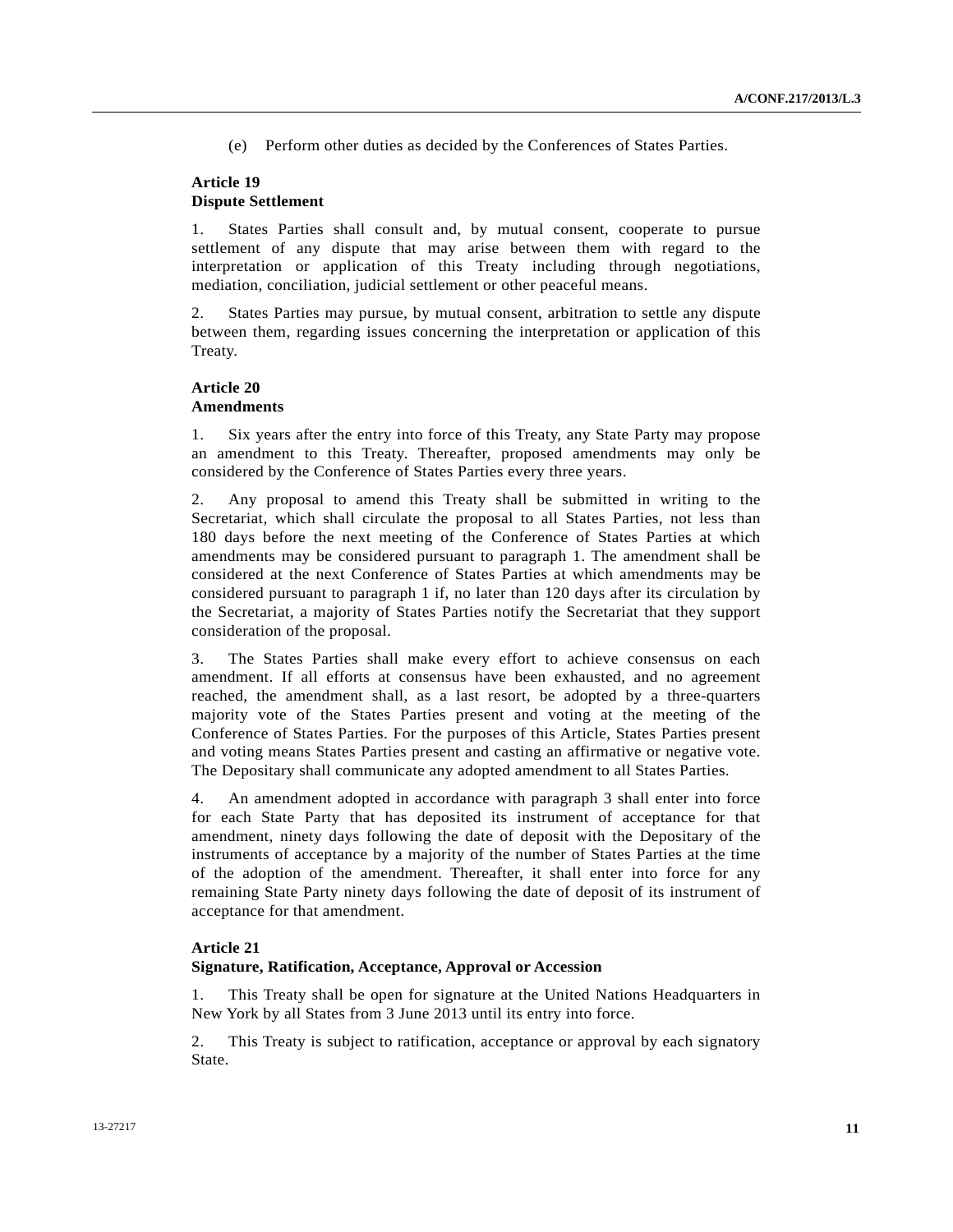(e) Perform other duties as decided by the Conferences of States Parties.

**Article 19**
**Dispute Settlement**

1. States Parties shall consult and, by mutual consent, cooperate to pursue settlement of any dispute that may arise between them with regard to the interpretation or application of this Treaty including through negotiations, mediation, conciliation, judicial settlement or other peaceful means.

2. States Parties may pursue, by mutual consent, arbitration to settle any dispute between them, regarding issues concerning the interpretation or application of this Treaty.

**Article 20**
**Amendments**

1. Six years after the entry into force of this Treaty, any State Party may propose an amendment to this Treaty. Thereafter, proposed amendments may only be considered by the Conference of States Parties every three years.

2. Any proposal to amend this Treaty shall be submitted in writing to the Secretariat, which shall circulate the proposal to all States Parties, not less than 180 days before the next meeting of the Conference of States Parties at which amendments may be considered pursuant to paragraph 1. The amendment shall be considered at the next Conference of States Parties at which amendments may be considered pursuant to paragraph 1 if, no later than 120 days after its circulation by the Secretariat, a majority of States Parties notify the Secretariat that they support consideration of the proposal.

3. The States Parties shall make every effort to achieve consensus on each amendment. If all efforts at consensus have been exhausted, and no agreement reached, the amendment shall, as a last resort, be adopted by a three-quarters majority vote of the States Parties present and voting at the meeting of the Conference of States Parties. For the purposes of this Article, States Parties present and voting means States Parties present and casting an affirmative or negative vote. The Depositary shall communicate any adopted amendment to all States Parties.

4. An amendment adopted in accordance with paragraph 3 shall enter into force for each State Party that has deposited its instrument of acceptance for that amendment, ninety days following the date of deposit with the Depositary of the instruments of acceptance by a majority of the number of States Parties at the time of the adoption of the amendment. Thereafter, it shall enter into force for any remaining State Party ninety days following the date of deposit of its instrument of acceptance for that amendment.

**Article 21**
**Signature, Ratification, Acceptance, Approval or Accession**

1. This Treaty shall be open for signature at the United Nations Headquarters in New York by all States from 3 June 2013 until its entry into force.

2. This Treaty is subject to ratification, acceptance or approval by each signatory State.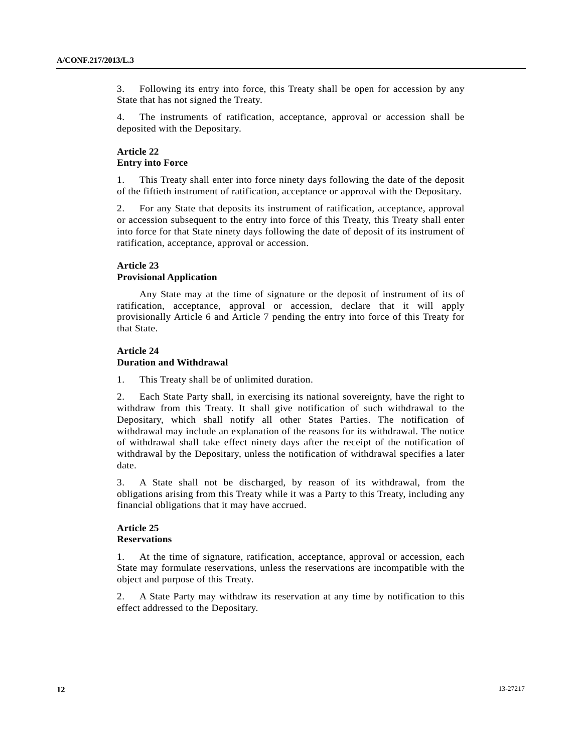3. Following its entry into force, this Treaty shall be open for accession by any State that has not signed the Treaty.

4. The instruments of ratification, acceptance, approval or accession shall be deposited with the Depositary.

**Article 22**
**Entry into Force**

1. This Treaty shall enter into force ninety days following the date of the deposit of the fiftieth instrument of ratification, acceptance or approval with the Depositary.

2. For any State that deposits its instrument of ratification, acceptance, approval or accession subsequent to the entry into force of this Treaty, this Treaty shall enter into force for that State ninety days following the date of deposit of its instrument of ratification, acceptance, approval or accession.

**Article 23**
**Provisional Application**

Any State may at the time of signature or the deposit of instrument of its of ratification, acceptance, approval or accession, declare that it will apply provisionally Article 6 and Article 7 pending the entry into force of this Treaty for that State.

**Article 24**
**Duration and Withdrawal**

1. This Treaty shall be of unlimited duration.

2. Each State Party shall, in exercising its national sovereignty, have the right to withdraw from this Treaty. It shall give notification of such withdrawal to the Depositary, which shall notify all other States Parties. The notification of withdrawal may include an explanation of the reasons for its withdrawal. The notice of withdrawal shall take effect ninety days after the receipt of the notification of withdrawal by the Depositary, unless the notification of withdrawal specifies a later date.

3. A State shall not be discharged, by reason of its withdrawal, from the obligations arising from this Treaty while it was a Party to this Treaty, including any financial obligations that it may have accrued.

**Article 25**
**Reservations**

1. At the time of signature, ratification, acceptance, approval or accession, each State may formulate reservations, unless the reservations are incompatible with the object and purpose of this Treaty.

2. A State Party may withdraw its reservation at any time by notification to this effect addressed to the Depositary.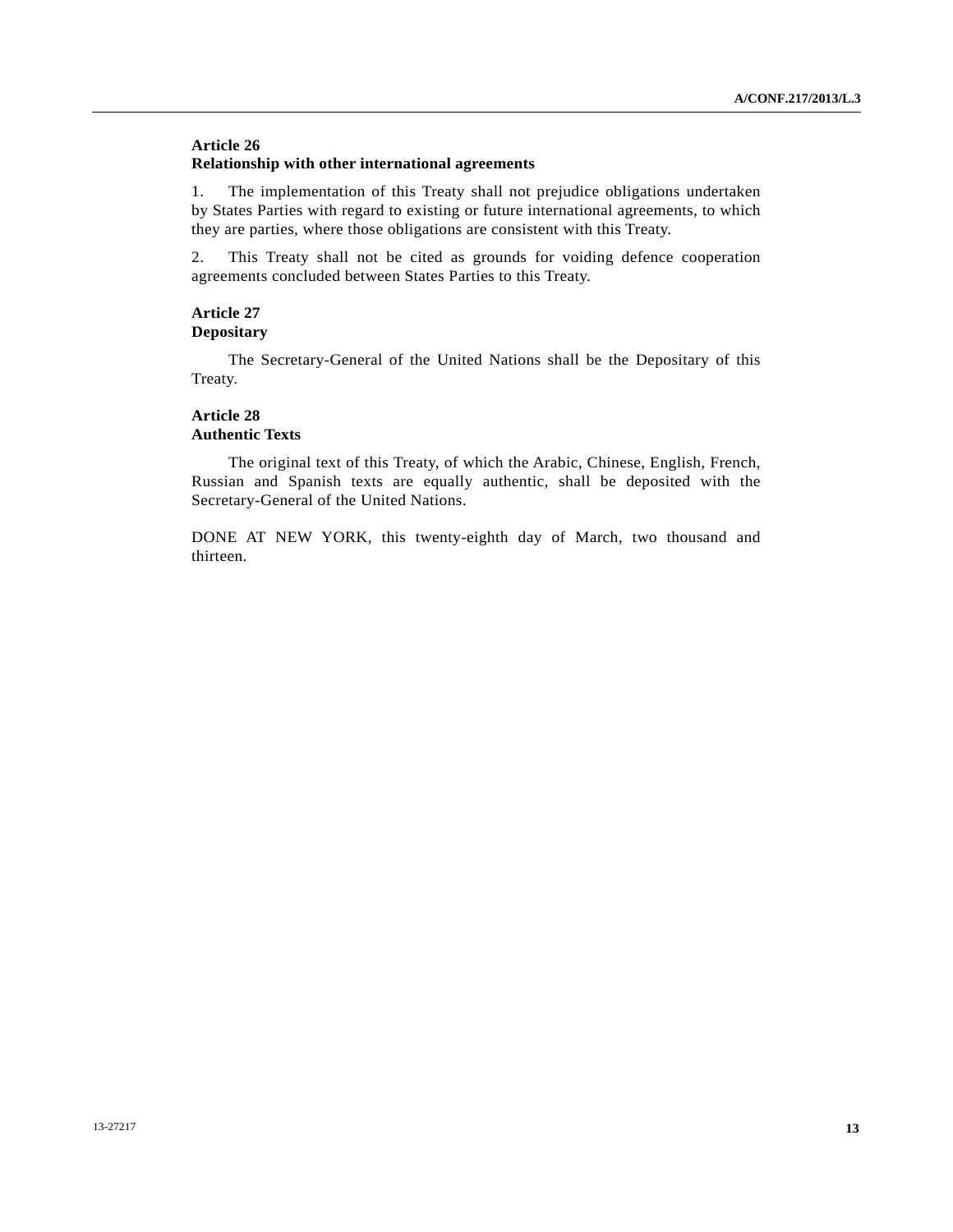### Article 26
### Relationship with other international agreements

1. The implementation of this Treaty shall not prejudice obligations undertaken by States Parties with regard to existing or future international agreements, to which they are parties, where those obligations are consistent with this Treaty.

2. This Treaty shall not be cited as grounds for voiding defence cooperation agreements concluded between States Parties to this Treaty.

### Article 27
### Depositary

The Secretary-General of the United Nations shall be the Depositary of this Treaty.

### Article 28
### Authentic Texts

The original text of this Treaty, of which the Arabic, Chinese, English, French, Russian and Spanish texts are equally authentic, shall be deposited with the Secretary-General of the United Nations.

DONE AT NEW YORK, this twenty-eighth day of March, two thousand and thirteen.